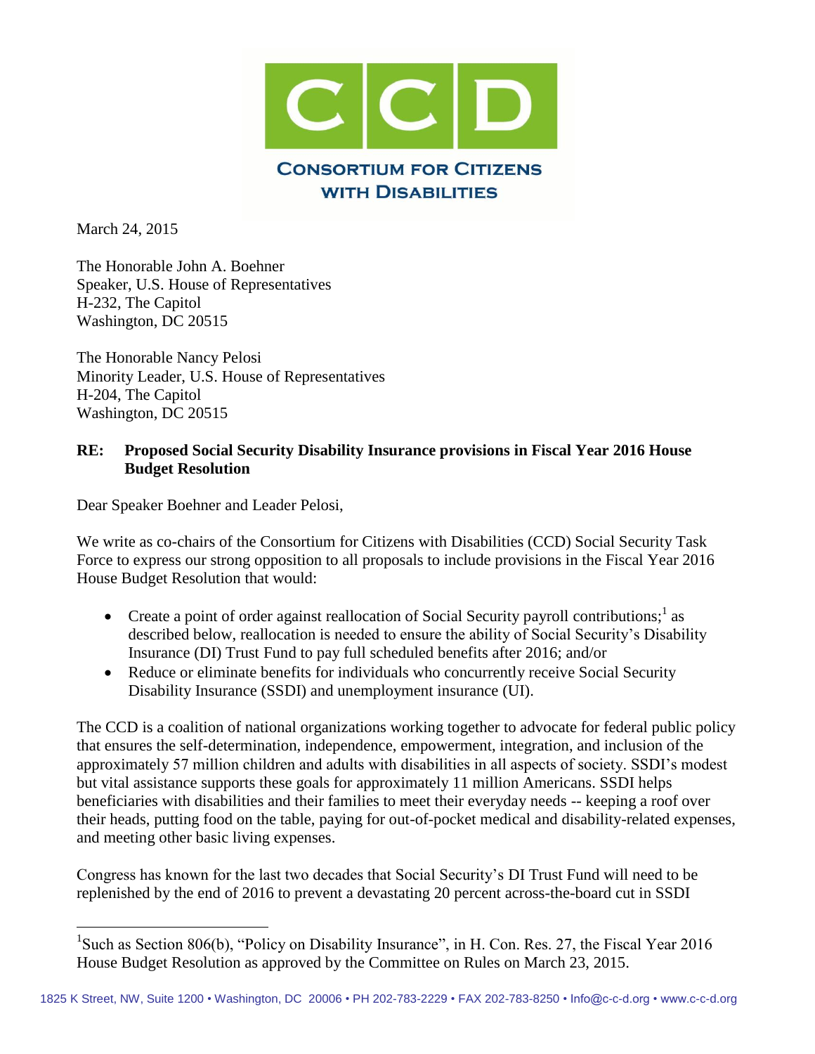# CCD

**CONSORTIUM FOR CITIZENS WITH DISABILITIES**

March 24, 2015

The Honorable John A. Boehner
Speaker, U.S. House of Representatives
H-232, The Capitol
Washington, DC 20515

The Honorable Nancy Pelosi
Minority Leader, U.S. House of Representatives
H-204, The Capitol
Washington, DC 20515

**RE: Proposed Social Security Disability Insurance provisions in Fiscal Year 2016 House Budget Resolution**

Dear Speaker Boehner and Leader Pelosi,

We write as co-chairs of the Consortium for Citizens with Disabilities (CCD) Social Security Task Force to express our strong opposition to all proposals to include provisions in the Fiscal Year 2016 House Budget Resolution that would:

- Create a point of order against reallocation of Social Security payroll contributions;[1] as described below, reallocation is needed to ensure the ability of Social Security's Disability Insurance (DI) Trust Fund to pay full scheduled benefits after 2016; and/or
- Reduce or eliminate benefits for individuals who concurrently receive Social Security Disability Insurance (SSDI) and unemployment insurance (UI).

The CCD is a coalition of national organizations working together to advocate for federal public policy that ensures the self-determination, independence, empowerment, integration, and inclusion of the approximately 57 million children and adults with disabilities in all aspects of society. SSDI's modest but vital assistance supports these goals for approximately 11 million Americans. SSDI helps beneficiaries with disabilities and their families to meet their everyday needs -- keeping a roof over their heads, putting food on the table, paying for out-of-pocket medical and disability-related expenses, and meeting other basic living expenses.

Congress has known for the last two decades that Social Security's DI Trust Fund will need to be replenished by the end of 2016 to prevent a devastating 20 percent across-the-board cut in SSDI

[1] Such as Section 806(b), "Policy on Disability Insurance", in H. Con. Res. 27, the Fiscal Year 2016 House Budget Resolution as approved by the Committee on Rules on March 23, 2015.

1825 K Street, NW, Suite 1200 • Washington, DC 20006 • PH 202-783-2229 • FAX 202-783-8250 • Info@c-c-d.org • www.c-c-d.org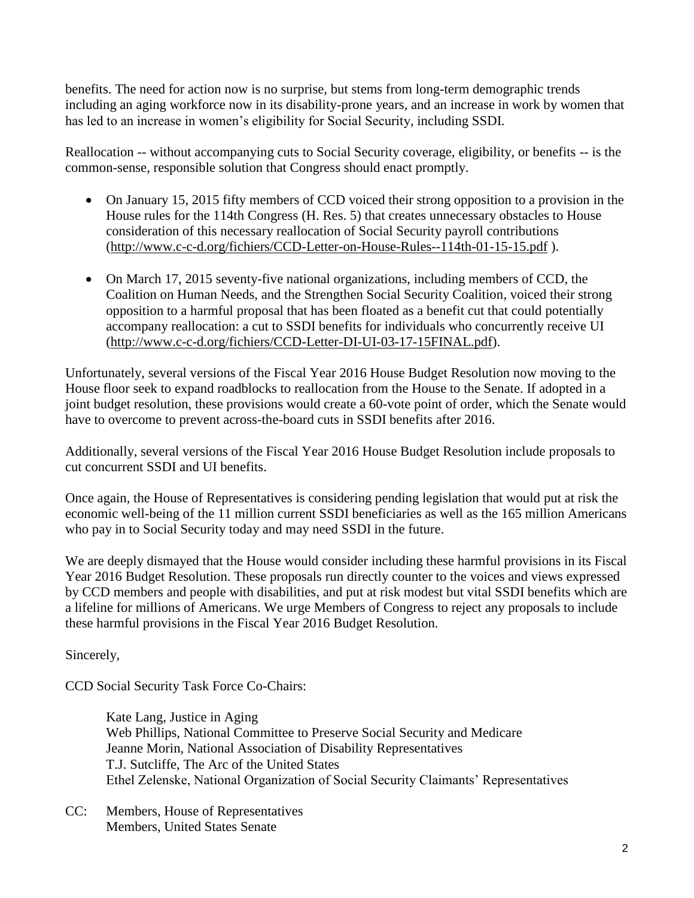benefits. The need for action now is no surprise, but stems from long-term demographic trends including an aging workforce now in its disability-prone years, and an increase in work by women that has led to an increase in women's eligibility for Social Security, including SSDI.

Reallocation -- without accompanying cuts to Social Security coverage, eligibility, or benefits -- is the common-sense, responsible solution that Congress should enact promptly.

- On January 15, 2015 fifty members of CCD voiced their strong opposition to a provision in the House rules for the 114th Congress (H. Res. 5) that creates unnecessary obstacles to House consideration of this necessary reallocation of Social Security payroll contributions (http://www.c-c-d.org/fichiers/CCD-Letter-on-House-Rules--114th-01-15-15.pdf ).
- On March 17, 2015 seventy-five national organizations, including members of CCD, the Coalition on Human Needs, and the Strengthen Social Security Coalition, voiced their strong opposition to a harmful proposal that has been floated as a benefit cut that could potentially accompany reallocation: a cut to SSDI benefits for individuals who concurrently receive UI (http://www.c-c-d.org/fichiers/CCD-Letter-DI-UI-03-17-15FINAL.pdf).

Unfortunately, several versions of the Fiscal Year 2016 House Budget Resolution now moving to the House floor seek to expand roadblocks to reallocation from the House to the Senate. If adopted in a joint budget resolution, these provisions would create a 60-vote point of order, which the Senate would have to overcome to prevent across-the-board cuts in SSDI benefits after 2016.

Additionally, several versions of the Fiscal Year 2016 House Budget Resolution include proposals to cut concurrent SSDI and UI benefits.

Once again, the House of Representatives is considering pending legislation that would put at risk the economic well-being of the 11 million current SSDI beneficiaries as well as the 165 million Americans who pay in to Social Security today and may need SSDI in the future.

We are deeply dismayed that the House would consider including these harmful provisions in its Fiscal Year 2016 Budget Resolution. These proposals run directly counter to the voices and views expressed by CCD members and people with disabilities, and put at risk modest but vital SSDI benefits which are a lifeline for millions of Americans. We urge Members of Congress to reject any proposals to include these harmful provisions in the Fiscal Year 2016 Budget Resolution.

Sincerely,

CCD Social Security Task Force Co-Chairs:

Kate Lang, Justice in Aging
Web Phillips, National Committee to Preserve Social Security and Medicare
Jeanne Morin, National Association of Disability Representatives
T.J. Sutcliffe, The Arc of the United States
Ethel Zelenske, National Organization of Social Security Claimants' Representatives

CC: Members, House of Representatives
Members, United States Senate